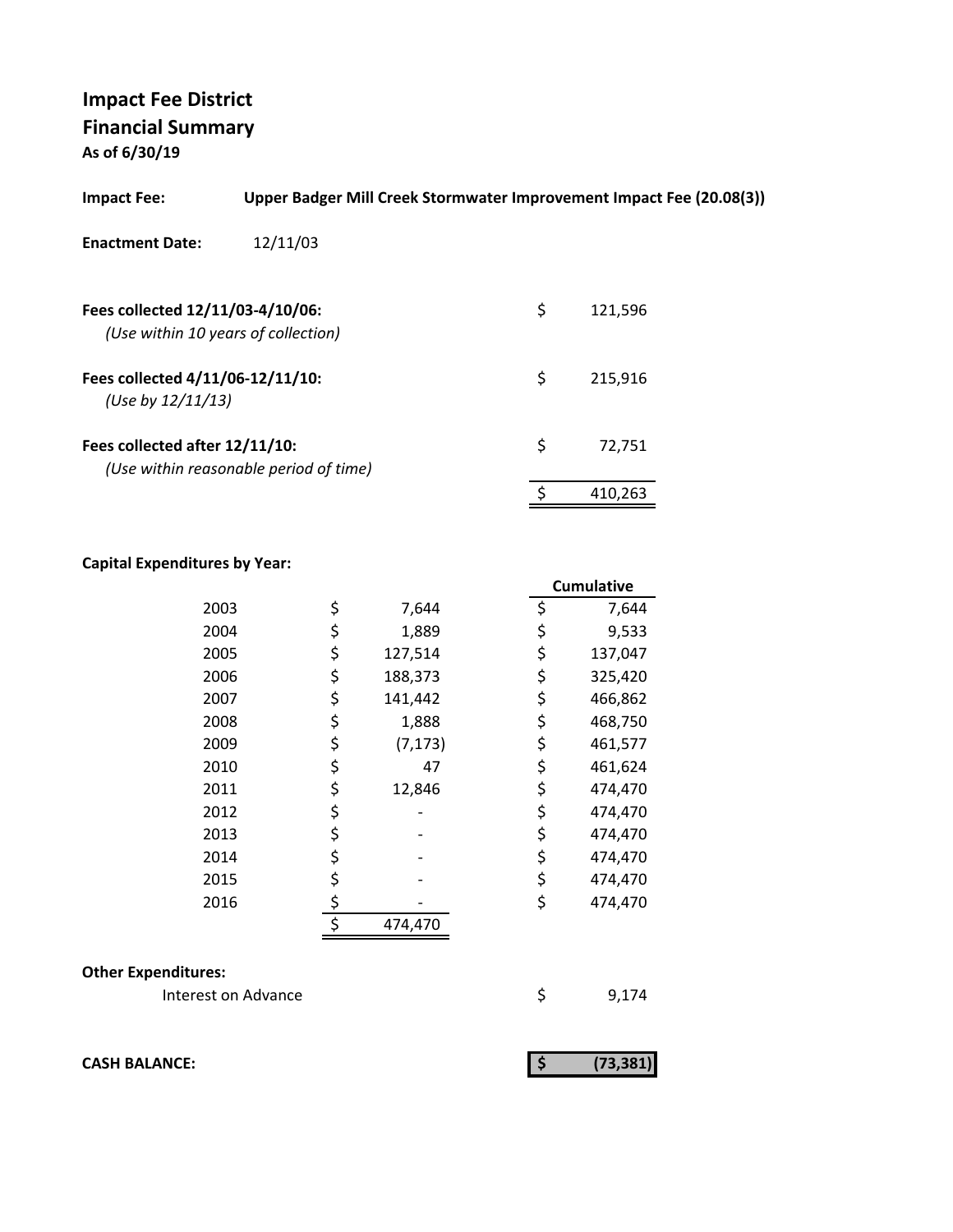# Impact Fee District

## Financial Summary

**As of 6/30/19**

**Impact Fee:** **Upper Badger Mill Creek Stormwater Improvement Impact Fee (20.08(3))**

**Enactment Date:** 12/11/03

| | | |
|---|---|---|
| **Fees collected 12/11/03-4/10/06:** *(Use within 10 years of collection)* | $ | 121,596 |
| **Fees collected 4/11/06-12/11/10:** *(Use by 12/11/13)* | $ | 215,916 |
| **Fees collected after 12/11/10:** *(Use within reasonable period of time)* | $ | 72,751 |
| | $ | 410,263 |

**Capital Expenditures by Year:**

| Year | | Amount | | Cumulative |
|---|---|---|---|---|
| 2003 | $ | 7,644 | $ | 7,644 |
| 2004 | $ | 1,889 | $ | 9,533 |
| 2005 | $ | 127,514 | $ | 137,047 |
| 2006 | $ | 188,373 | $ | 325,420 |
| 2007 | $ | 141,442 | $ | 466,862 |
| 2008 | $ | 1,888 | $ | 468,750 |
| 2009 | $ | (7,173) | $ | 461,577 |
| 2010 | $ | 47 | $ | 461,624 |
| 2011 | $ | 12,846 | $ | 474,470 |
| 2012 | $ | - | $ | 474,470 |
| 2013 | $ | - | $ | 474,470 |
| 2014 | $ | - | $ | 474,470 |
| 2015 | $ | - | $ | 474,470 |
| 2016 | $ | - | $ | 474,470 |
| | $ | 474,470 | | |

**Other Expenditures:**

| | | |
|---|---|---|
| Interest on Advance | $ | 9,174 |

| | | |
|---|---|---|
| **CASH BALANCE:** | **$** | **(73,381)** |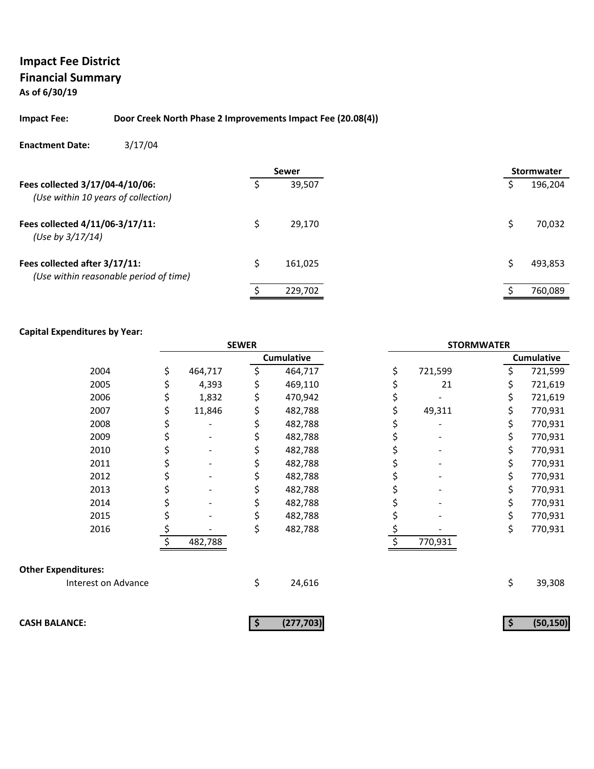**Impact Fee District**
**Financial Summary**
**As of 6/30/19**

**Impact Fee:** **Door Creek North Phase 2 Improvements Impact Fee (20.08(4))**

**Enactment Date:** 3/17/04

| | Sewer | Stormwater |
|---|---|---|
| **Fees collected 3/17/04-4/10/06:** *(Use within 10 years of collection)* | $ 39,507 | $ 196,204 |
| **Fees collected 4/11/06-3/17/11:** *(Use by 3/17/14)* | $ 29,170 | $ 70,032 |
| **Fees collected after 3/17/11:** *(Use within reasonable period of time)* | $ 161,025 | $ 493,853 |
| | $ 229,702 | $ 760,089 |

**Capital Expenditures by Year:**

| | SEWER | | STORMWATER | |
|---|---|---|---|---|
| | | Cumulative | | Cumulative |
| 2004 | $ 464,717 | $ 464,717 | $ 721,599 | $ 721,599 |
| 2005 | $ 4,393 | $ 469,110 | $ 21 | $ 721,619 |
| 2006 | $ 1,832 | $ 470,942 | $ - | $ 721,619 |
| 2007 | $ 11,846 | $ 482,788 | $ 49,311 | $ 770,931 |
| 2008 | $ - | $ 482,788 | $ - | $ 770,931 |
| 2009 | $ - | $ 482,788 | $ - | $ 770,931 |
| 2010 | $ - | $ 482,788 | $ - | $ 770,931 |
| 2011 | $ - | $ 482,788 | $ - | $ 770,931 |
| 2012 | $ - | $ 482,788 | $ - | $ 770,931 |
| 2013 | $ - | $ 482,788 | $ - | $ 770,931 |
| 2014 | $ - | $ 482,788 | $ - | $ 770,931 |
| 2015 | $ - | $ 482,788 | $ - | $ 770,931 |
| 2016 | $ - | $ 482,788 | $ - | $ 770,931 |
| | $ 482,788 | | $ 770,931 | |

**Other Expenditures:**

| | Sewer | Stormwater |
|---|---|---|
| Interest on Advance | $ 24,616 | $ 39,308 |
| **CASH BALANCE:** | **$ (277,703)** | **$ (50,150)** |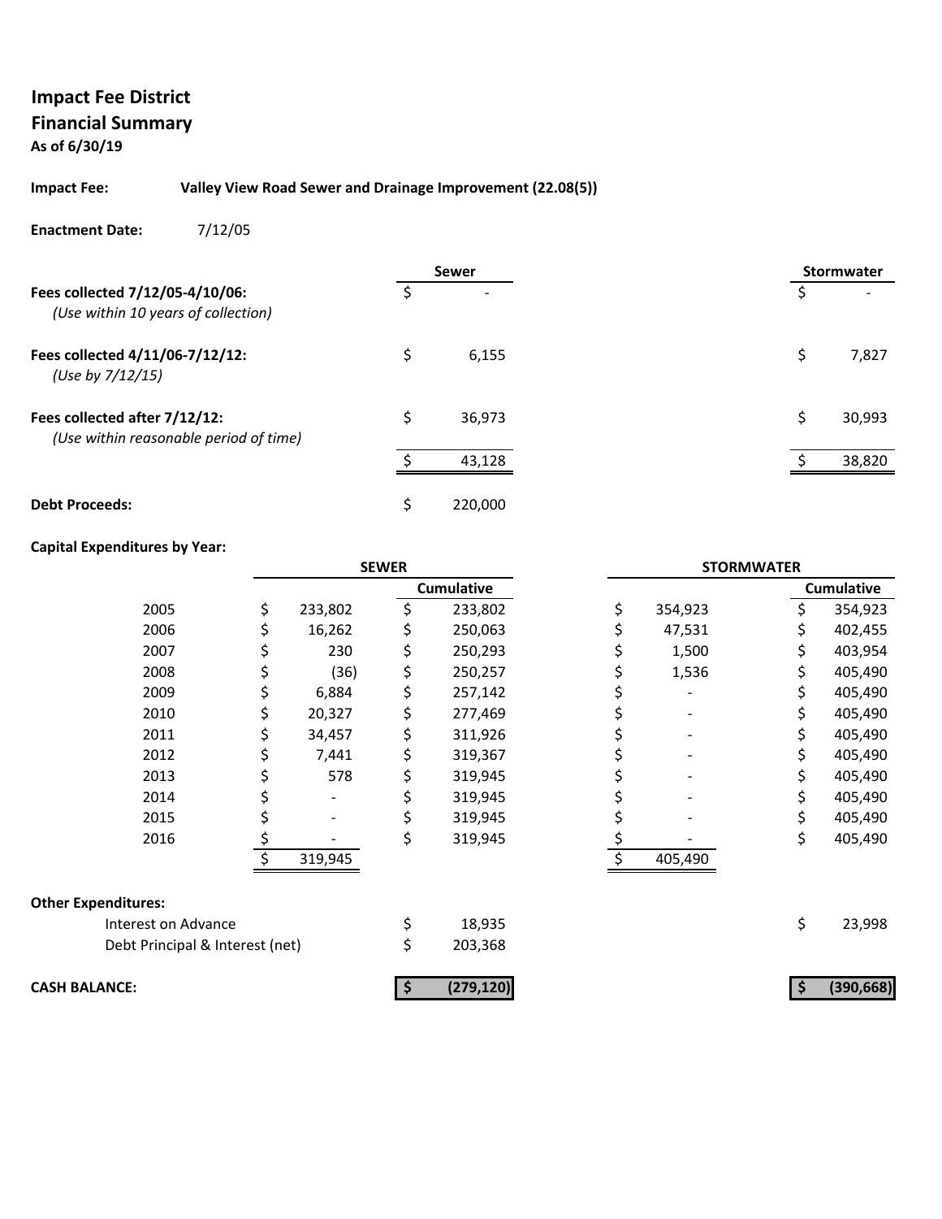**Impact Fee District**
**Financial Summary**
**As of 6/30/19**

**Impact Fee:** **Valley View Road Sewer and Drainage Improvement (22.08(5))**

**Enactment Date:** 7/12/05

| | Sewer | Stormwater |
|---|---|---|
| **Fees collected 7/12/05-4/10/06:** *(Use within 10 years of collection)* | $ - | $ - |
| **Fees collected 4/11/06-7/12/12:** *(Use by 7/12/15)* | $ 6,155 | $ 7,827 |
| **Fees collected after 7/12/12:** *(Use within reasonable period of time)* | $ 36,973 | $ 30,993 |
| | $ 43,128 | $ 38,820 |
| **Debt Proceeds:** | $ 220,000 | |

**Capital Expenditures by Year:**

| | SEWER | | STORMWATER | |
|---|---|---|---|---|
| | | Cumulative | | Cumulative |
| 2005 | $ 233,802 | $ 233,802 | $ 354,923 | $ 354,923 |
| 2006 | $ 16,262 | $ 250,063 | $ 47,531 | $ 402,455 |
| 2007 | $ 230 | $ 250,293 | $ 1,500 | $ 403,954 |
| 2008 | $ (36) | $ 250,257 | $ 1,536 | $ 405,490 |
| 2009 | $ 6,884 | $ 257,142 | $ - | $ 405,490 |
| 2010 | $ 20,327 | $ 277,469 | $ - | $ 405,490 |
| 2011 | $ 34,457 | $ 311,926 | $ - | $ 405,490 |
| 2012 | $ 7,441 | $ 319,367 | $ - | $ 405,490 |
| 2013 | $ 578 | $ 319,945 | $ - | $ 405,490 |
| 2014 | $ - | $ 319,945 | $ - | $ 405,490 |
| 2015 | $ - | $ 319,945 | $ - | $ 405,490 |
| 2016 | $ - | $ 319,945 | $ - | $ 405,490 |
| | $ 319,945 | | $ 405,490 | |

**Other Expenditures:**

| | Sewer | Stormwater |
|---|---|---|
| Interest on Advance | $ 18,935 | $ 23,998 |
| Debt Principal & Interest (net) | $ 203,368 | |
| **CASH BALANCE:** | **$ (279,120)** | **$ (390,668)** |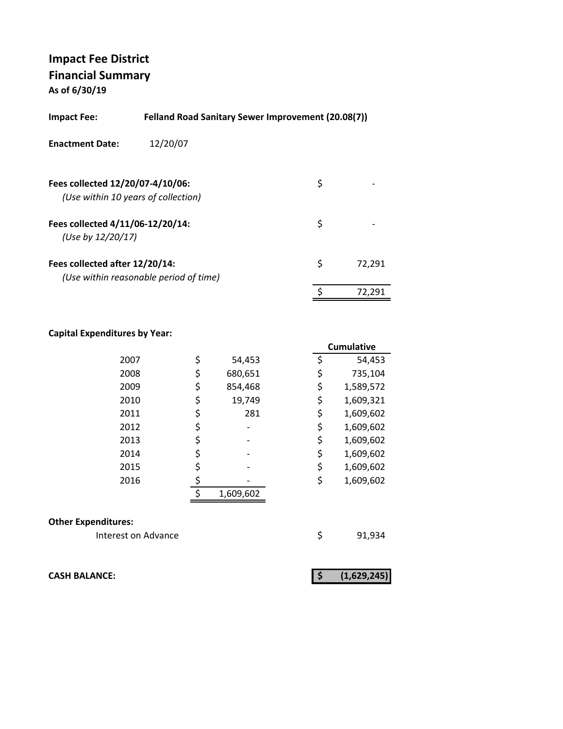# Impact Fee District
## Financial Summary
**As of 6/30/19**

**Impact Fee:** **Felland Road Sanitary Sewer Improvement (20.08(7))**

**Enactment Date:** 12/20/07

| | |
|---|---|
| **Fees collected 12/20/07-4/10/06:**<br>*(Use within 10 years of collection)* | $ - |
| **Fees collected 4/11/06-12/20/14:**<br>*(Use by 12/20/17)* | $ - |
| **Fees collected after 12/20/14:**<br>*(Use within reasonable period of time)* | $ 72,291 |
| | $ 72,291 |

**Capital Expenditures by Year:**

| Year | Amount | Cumulative |
|---|---|---|
| 2007 | $ 54,453 | $ 54,453 |
| 2008 | $ 680,651 | $ 735,104 |
| 2009 | $ 854,468 | $ 1,589,572 |
| 2010 | $ 19,749 | $ 1,609,321 |
| 2011 | $ 281 | $ 1,609,602 |
| 2012 | $ - | $ 1,609,602 |
| 2013 | $ - | $ 1,609,602 |
| 2014 | $ - | $ 1,609,602 |
| 2015 | $ - | $ 1,609,602 |
| 2016 | $ - | $ 1,609,602 |
| | $ 1,609,602 | |

**Other Expenditures:**

| | |
|---|---|
| Interest on Advance | $ 91,934 |

**CASH BALANCE:** **$ (1,629,245)**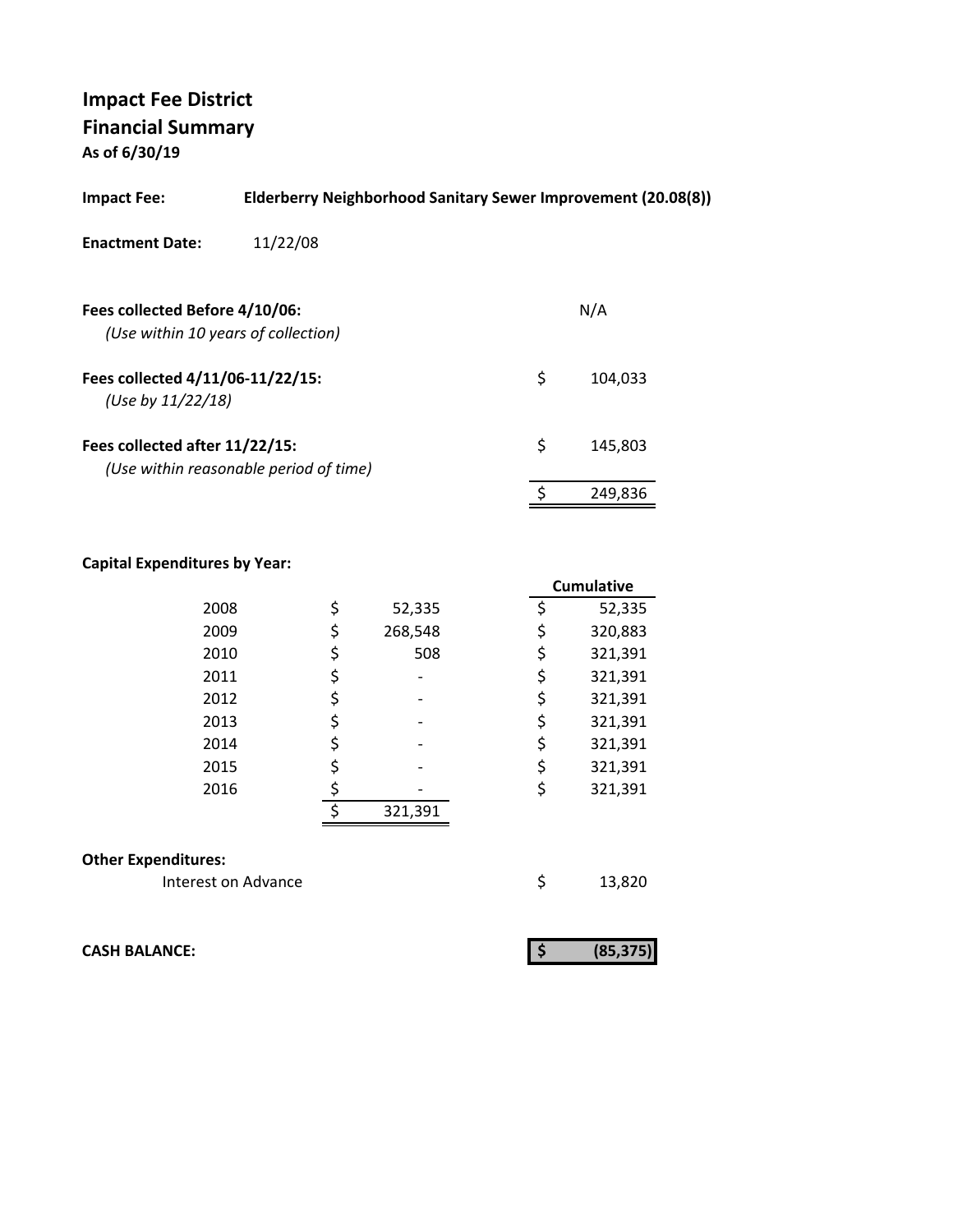# Impact Fee District
## Financial Summary
**As of 6/30/19**

**Impact Fee:** **Elderberry Neighborhood Sanitary Sewer Improvement (20.08(8))**

**Enactment Date:** 11/22/08

| | |
|---|---|
| **Fees collected Before 4/10/06:** *(Use within 10 years of collection)* | N/A |
| **Fees collected 4/11/06-11/22/15:** *(Use by 11/22/18)* | $ 104,033 |
| **Fees collected after 11/22/15:** *(Use within reasonable period of time)* | $ 145,803 |
| | $ 249,836 |

**Capital Expenditures by Year:**

| Year | Amount | Cumulative |
|---|---|---|
| 2008 | $ 52,335 | $ 52,335 |
| 2009 | $ 268,548 | $ 320,883 |
| 2010 | $ 508 | $ 321,391 |
| 2011 | $ - | $ 321,391 |
| 2012 | $ - | $ 321,391 |
| 2013 | $ - | $ 321,391 |
| 2014 | $ - | $ 321,391 |
| 2015 | $ - | $ 321,391 |
| 2016 | $ - | $ 321,391 |
| | $ 321,391 | |

**Other Expenditures:**

| | |
|---|---|
| Interest on Advance | $ 13,820 |

**CASH BALANCE:** **$ (85,375)**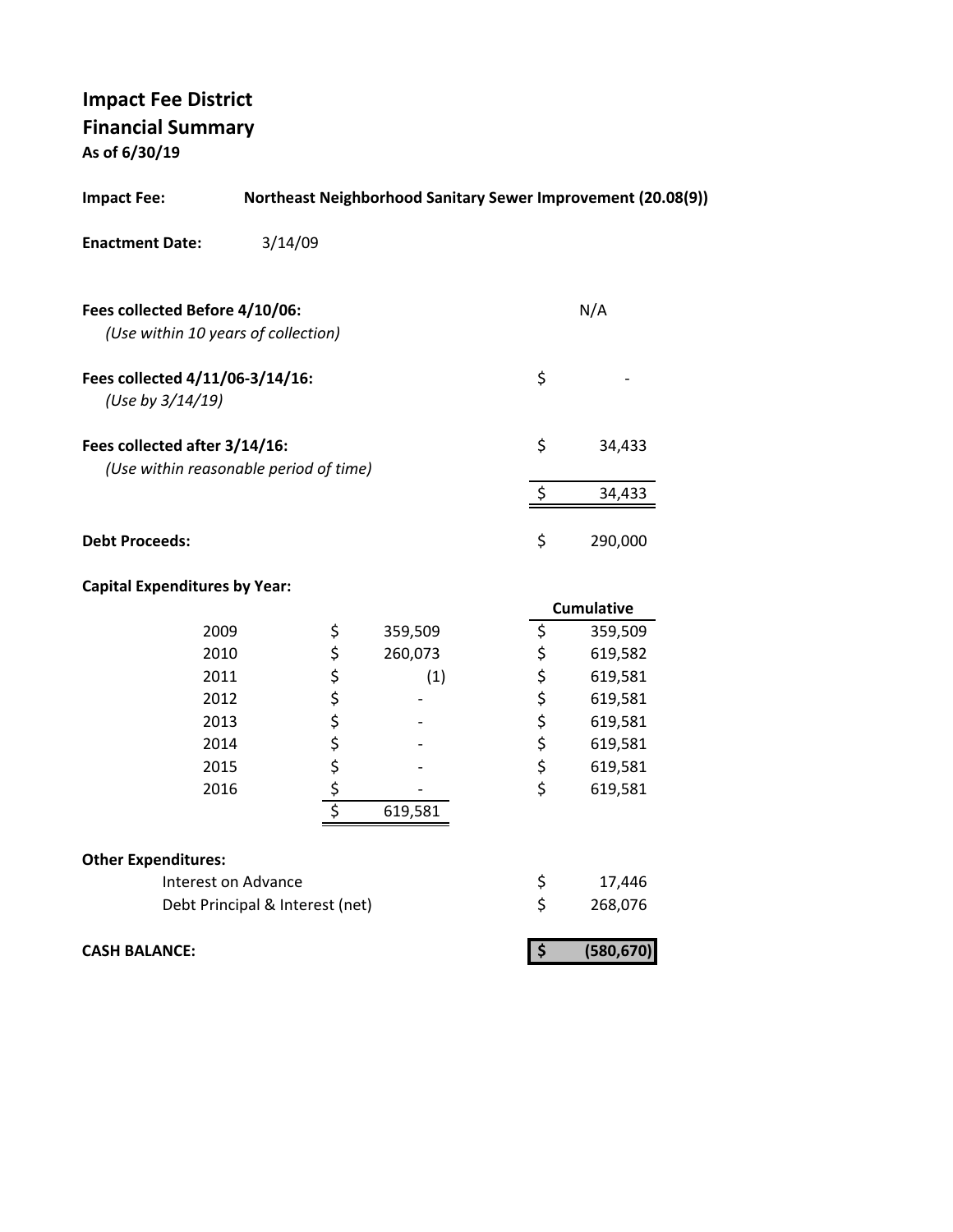# Impact Fee District
## Financial Summary
**As of 6/30/19**

**Impact Fee:** **Northeast Neighborhood Sanitary Sewer Improvement (20.08(9))**

**Enactment Date:** 3/14/09

| | |
|---|---|
| **Fees collected Before 4/10/06:** *(Use within 10 years of collection)* | N/A |
| **Fees collected 4/11/06-3/14/16:** *(Use by 3/14/19)* | $ - |
| **Fees collected after 3/14/16:** *(Use within reasonable period of time)* | $ 34,433 |
| | $ 34,433 |
| **Debt Proceeds:** | $ 290,000 |

**Capital Expenditures by Year:**

| Year | Amount | Cumulative |
|---|---|---|
| 2009 | $ 359,509 | $ 359,509 |
| 2010 | $ 260,073 | $ 619,582 |
| 2011 | $ (1) | $ 619,581 |
| 2012 | $ - | $ 619,581 |
| 2013 | $ - | $ 619,581 |
| 2014 | $ - | $ 619,581 |
| 2015 | $ - | $ 619,581 |
| 2016 | $ - | $ 619,581 |
| | $ 619,581 | |

**Other Expenditures:**

| | |
|---|---|
| Interest on Advance | $ 17,446 |
| Debt Principal & Interest (net) | $ 268,076 |

| | |
|---|---|
| **CASH BALANCE:** | **$ (580,670)** |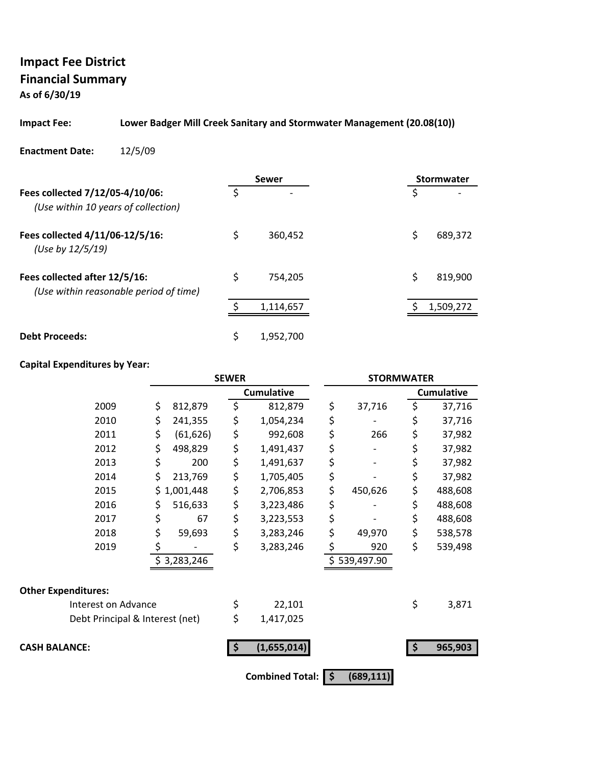**Impact Fee District**
**Financial Summary**
**As of 6/30/19**

**Impact Fee:** **Lower Badger Mill Creek Sanitary and Stormwater Management (20.08(10))**

**Enactment Date:** 12/5/09

| | Sewer | Stormwater |
|---|---|---|
| **Fees collected 7/12/05-4/10/06:** *(Use within 10 years of collection)* | $ - | $ - |
| **Fees collected 4/11/06-12/5/16:** *(Use by 12/5/19)* | $ 360,452 | $ 689,372 |
| **Fees collected after 12/5/16:** *(Use within reasonable period of time)* | $ 754,205 | $ 819,900 |
| | $ 1,114,657 | $ 1,509,272 |
| **Debt Proceeds:** | $ 1,952,700 | |

**Capital Expenditures by Year:**

| | SEWER | | STORMWATER | |
|---|---|---|---|---|
| | | Cumulative | | Cumulative |
| 2009 | $ 812,879 | $ 812,879 | $ 37,716 | $ 37,716 |
| 2010 | $ 241,355 | $ 1,054,234 | $ - | $ 37,716 |
| 2011 | $ (61,626) | $ 992,608 | $ 266 | $ 37,982 |
| 2012 | $ 498,829 | $ 1,491,437 | $ - | $ 37,982 |
| 2013 | $ 200 | $ 1,491,637 | $ - | $ 37,982 |
| 2014 | $ 213,769 | $ 1,705,405 | $ - | $ 37,982 |
| 2015 | $ 1,001,448 | $ 2,706,853 | $ 450,626 | $ 488,608 |
| 2016 | $ 516,633 | $ 3,223,486 | $ - | $ 488,608 |
| 2017 | $ 67 | $ 3,223,553 | $ - | $ 488,608 |
| 2018 | $ 59,693 | $ 3,283,246 | $ 49,970 | $ 538,578 |
| 2019 | $ - | $ 3,283,246 | $ 920 | $ 539,498 |
| | $ 3,283,246 | | $ 539,497.90 | |

**Other Expenditures:**

| | Sewer | Stormwater |
|---|---|---|
| Interest on Advance | $ 22,101 | $ 3,871 |
| Debt Principal & Interest (net) | $ 1,417,025 | |
| **CASH BALANCE:** | **$ (1,655,014)** | **$ 965,903** |

**Combined Total:** **$ (689,111)**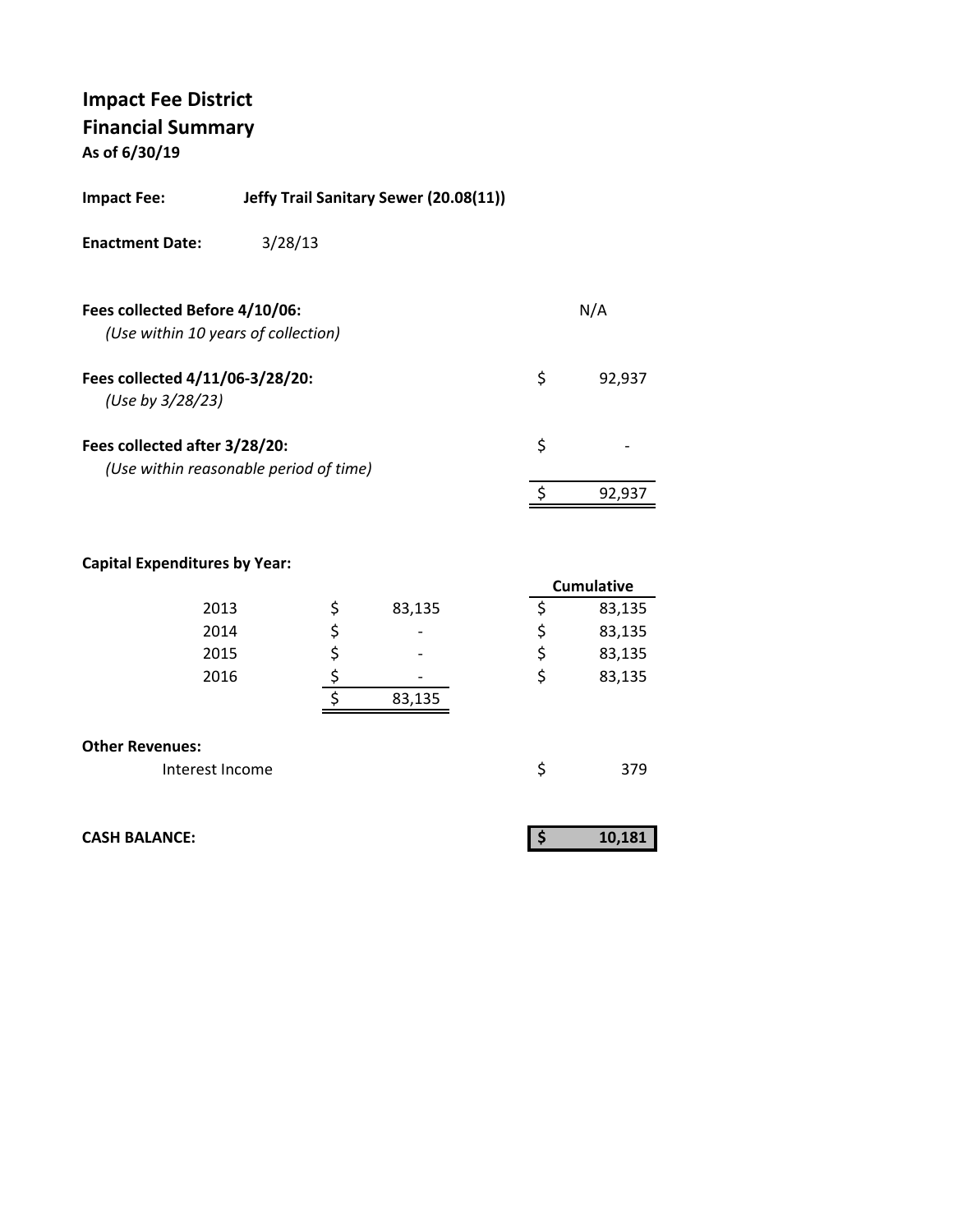# Impact Fee District

## Financial Summary

**As of 6/30/19**

**Impact Fee:** **Jeffy Trail Sanitary Sewer (20.08(11))**

**Enactment Date:** 3/28/13

| | | |
|---|---|---|
| **Fees collected Before 4/10/06:** *(Use within 10 years of collection)* | | N/A |
| **Fees collected 4/11/06-3/28/20:** *(Use by 3/28/23)* | $ | 92,937 |
| **Fees collected after 3/28/20:** *(Use within reasonable period of time)* | $ | - |
| | $ | 92,937 |

**Capital Expenditures by Year:**

| Year | | | | Cumulative |
|---|---|---|---|---|
| 2013 | $ | 83,135 | $ | 83,135 |
| 2014 | $ | - | $ | 83,135 |
| 2015 | $ | - | $ | 83,135 |
| 2016 | $ | - | $ | 83,135 |
| | $ | 83,135 | | |

**Other Revenues:**

| | | |
|---|---|---|
| Interest Income | $ | 379 |

| | | |
|---|---|---|
| **CASH BALANCE:** | **$** | **10,181** |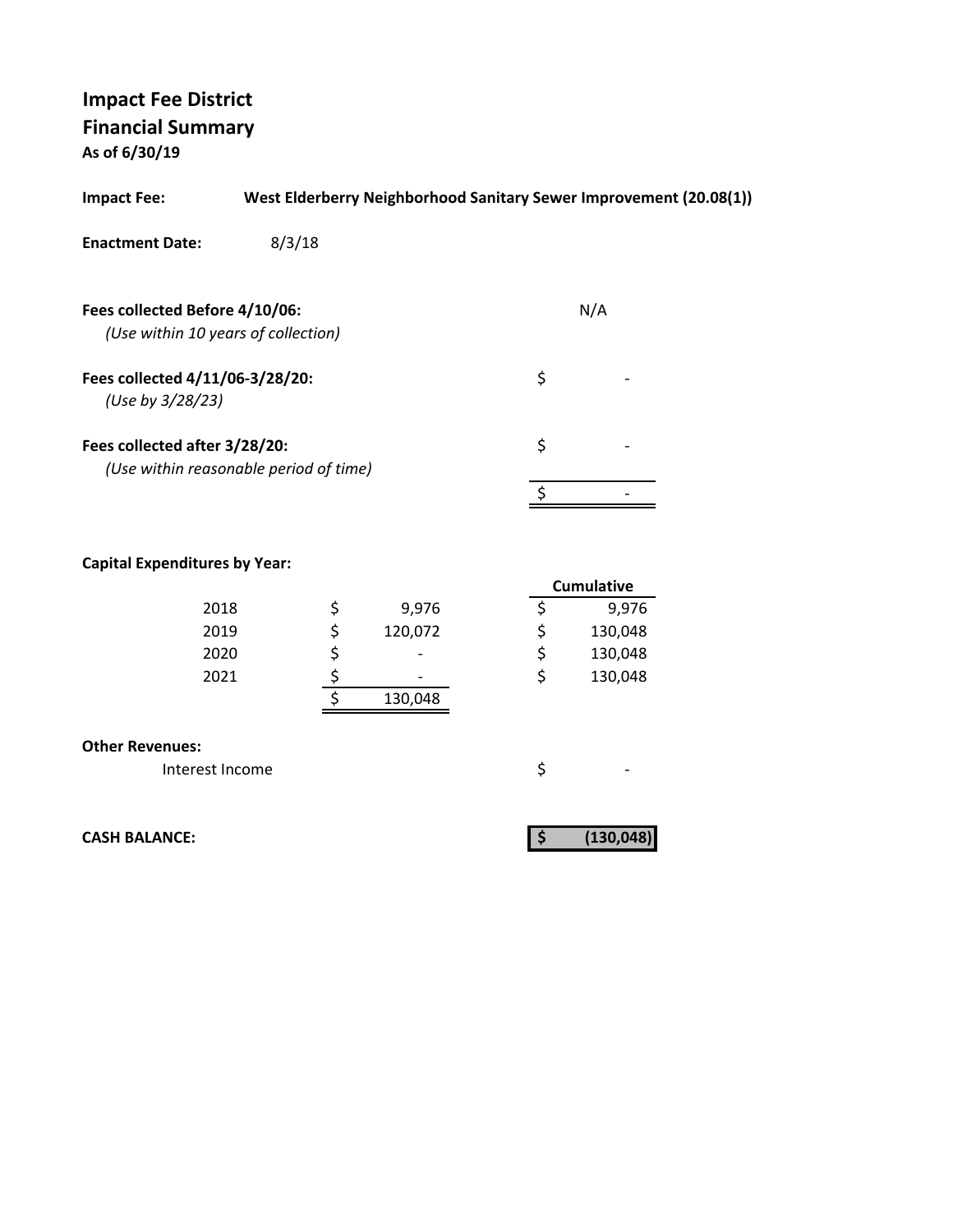# Impact Fee District
## Financial Summary
**As of 6/30/19**

**Impact Fee:** **West Elderberry Neighborhood Sanitary Sewer Improvement (20.08(1))**

**Enactment Date:** 8/3/18

| | |
|---|---|
| **Fees collected Before 4/10/06:** *(Use within 10 years of collection)* | N/A |
| **Fees collected 4/11/06-3/28/20:** *(Use by 3/28/23)* | $ - |
| **Fees collected after 3/28/20:** *(Use within reasonable period of time)* | $ - |
| | $ - |

**Capital Expenditures by Year:**

| Year | Amount | Cumulative |
|---|---|---|
| 2018 | $ 9,976 | $ 9,976 |
| 2019 | $ 120,072 | $ 130,048 |
| 2020 | $ - | $ 130,048 |
| 2021 | $ - | $ 130,048 |
| | $ 130,048 | |

**Other Revenues:**

| | |
|---|---|
| Interest Income | $ - |

**CASH BALANCE:** **$ (130,048)**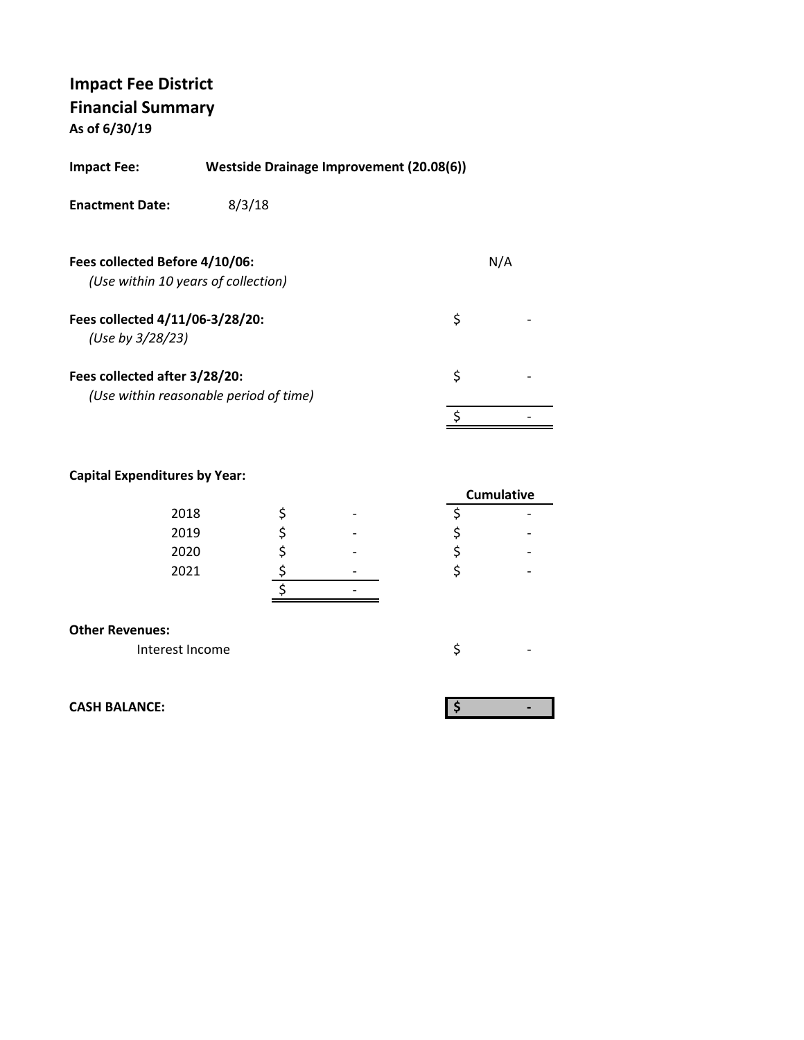# Impact Fee District
## Financial Summary
**As of 6/30/19**

**Impact Fee:** **Westside Drainage Improvement (20.08(6))**

**Enactment Date:** 8/3/18

| | |
|---|---|
| **Fees collected Before 4/10/06:** | N/A |
| *(Use within 10 years of collection)* | |
| **Fees collected 4/11/06-3/28/20:** | $ - |
| *(Use by 3/28/23)* | |
| **Fees collected after 3/28/20:** | $ - |
| *(Use within reasonable period of time)* | |
| | $ - |

**Capital Expenditures by Year:**

| | | Cumulative |
|---|---|---|
| 2018 | $ - | $ - |
| 2019 | $ - | $ - |
| 2020 | $ - | $ - |
| 2021 | $ - | $ - |
| | $ - | |

**Other Revenues:**

| | |
|---|---|
| Interest Income | $ - |

| | |
|---|---|
| **CASH BALANCE:** | **$ -** |